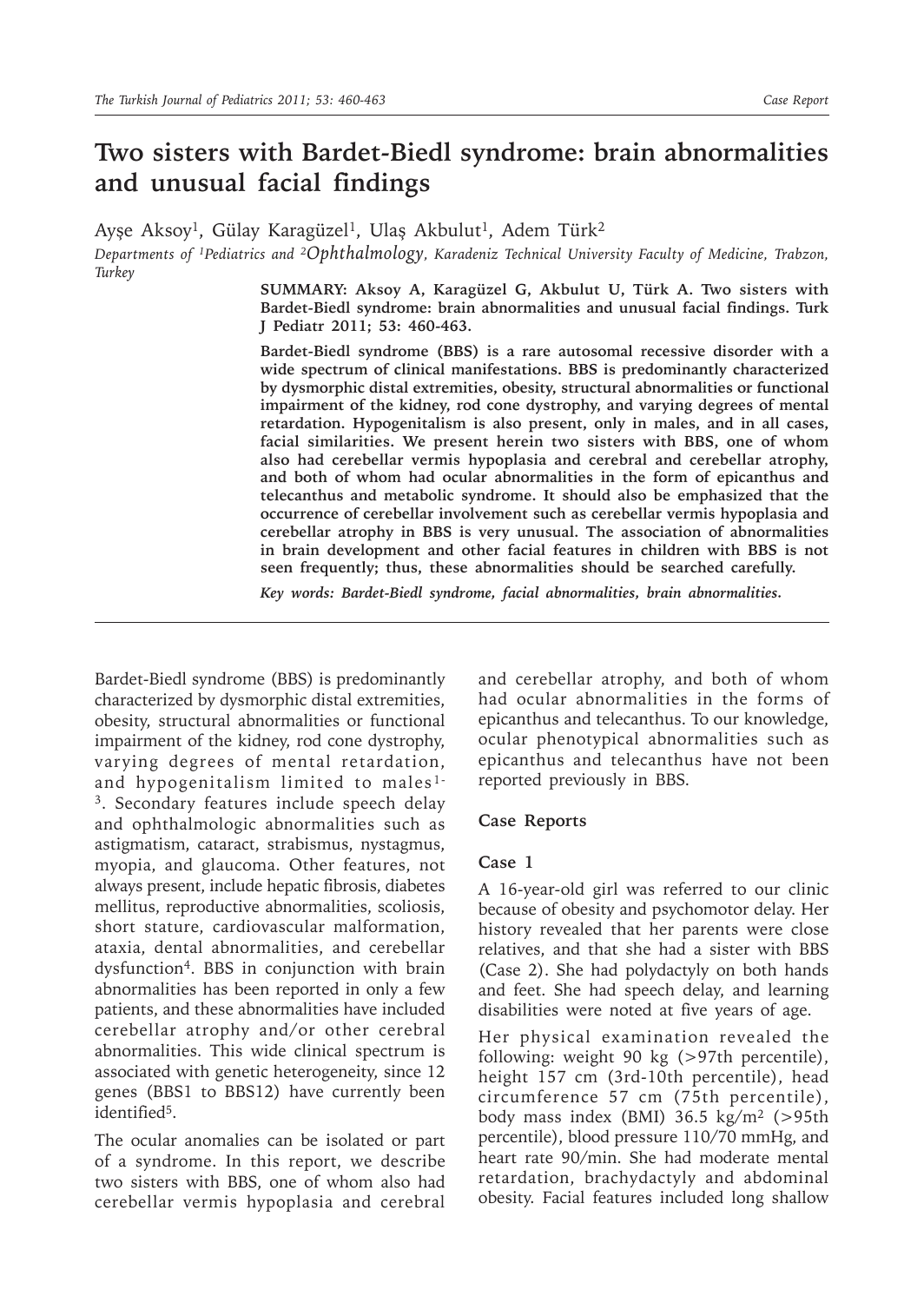# Two sisters with Bardet-Biedl syndrome: brain abnormalities and unusual facial findings

Ayşe Aksoy[1], Gülay Karagüzel[1], Ulaş Akbulut[1], Adem Türk[2]

*Departments of [1]Pediatrics and [2]Ophthalmology, Karadeniz Technical University Faculty of Medicine, Trabzon, Turkey*

**SUMMARY: Aksoy A, Karagüzel G, Akbulut U, Türk A. Two sisters with Bardet-Biedl syndrome: brain abnormalities and unusual facial findings. Turk J Pediatr 2011; 53: 460-463.**

**Bardet-Biedl syndrome (BBS) is a rare autosomal recessive disorder with a wide spectrum of clinical manifestations. BBS is predominantly characterized by dysmorphic distal extremities, obesity, structural abnormalities or functional impairment of the kidney, rod cone dystrophy, and varying degrees of mental retardation. Hypogenitalism is also present, only in males, and in all cases, facial similarities. We present herein two sisters with BBS, one of whom also had cerebellar vermis hypoplasia and cerebral and cerebellar atrophy, and both of whom had ocular abnormalities in the form of epicanthus and telecanthus and metabolic syndrome. It should also be emphasized that the occurrence of cerebellar involvement such as cerebellar vermis hypoplasia and cerebellar atrophy in BBS is very unusual. The association of abnormalities in brain development and other facial features in children with BBS is not seen frequently; thus, these abnormalities should be searched carefully.**

***Key words: Bardet-Biedl syndrome, facial abnormalities, brain abnormalities.***

Bardet-Biedl syndrome (BBS) is predominantly characterized by dysmorphic distal extremities, obesity, structural abnormalities or functional impairment of the kidney, rod cone dystrophy, varying degrees of mental retardation, and hypogenitalism limited to males[1-3]. Secondary features include speech delay and ophthalmologic abnormalities such as astigmatism, cataract, strabismus, nystagmus, myopia, and glaucoma. Other features, not always present, include hepatic fibrosis, diabetes mellitus, reproductive abnormalities, scoliosis, short stature, cardiovascular malformation, ataxia, dental abnormalities, and cerebellar dysfunction[4]. BBS in conjunction with brain abnormalities has been reported in only a few patients, and these abnormalities have included cerebellar atrophy and/or other cerebral abnormalities. This wide clinical spectrum is associated with genetic heterogeneity, since 12 genes (BBS1 to BBS12) have currently been identified[5].

The ocular anomalies can be isolated or part of a syndrome. In this report, we describe two sisters with BBS, one of whom also had cerebellar vermis hypoplasia and cerebral and cerebellar atrophy, and both of whom had ocular abnormalities in the forms of epicanthus and telecanthus. To our knowledge, ocular phenotypical abnormalities such as epicanthus and telecanthus have not been reported previously in BBS.

## Case Reports

### Case 1

A 16-year-old girl was referred to our clinic because of obesity and psychomotor delay. Her history revealed that her parents were close relatives, and that she had a sister with BBS (Case 2). She had polydactyly on both hands and feet. She had speech delay, and learning disabilities were noted at five years of age.

Her physical examination revealed the following: weight 90 kg (>97th percentile), height 157 cm (3rd-10th percentile), head circumference 57 cm (75th percentile), body mass index (BMI) 36.5 kg/m$^2$ (>95th percentile), blood pressure 110/70 mmHg, and heart rate 90/min. She had moderate mental retardation, brachydactyly and abdominal obesity. Facial features included long shallow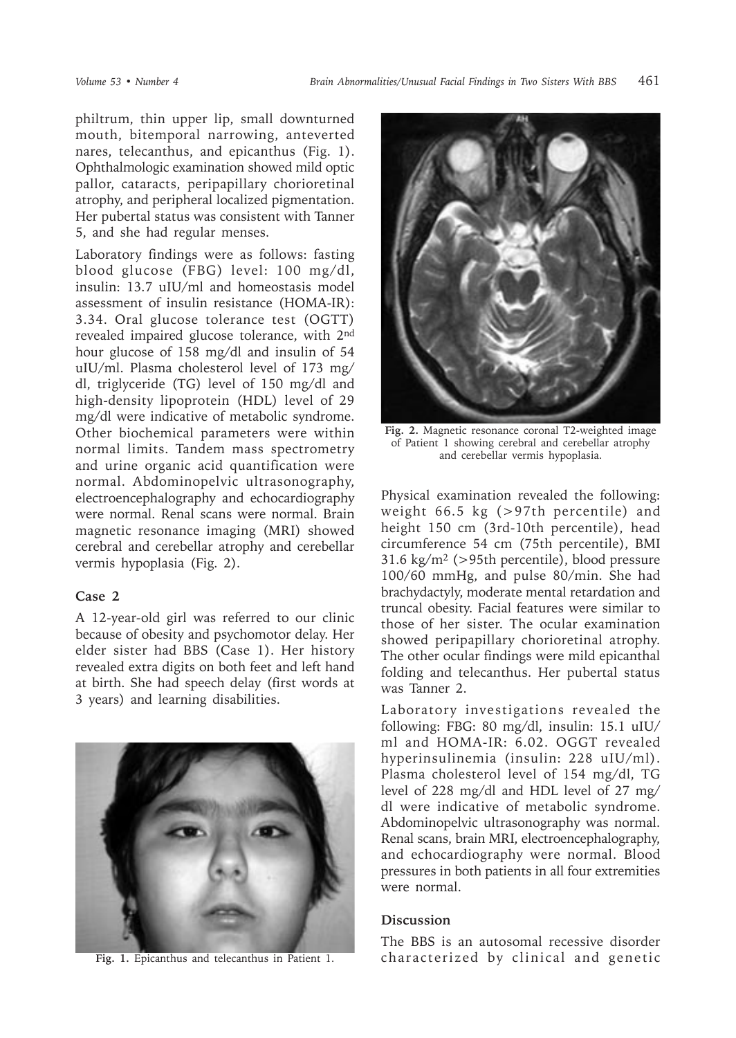philtrum, thin upper lip, small downturned mouth, bitemporal narrowing, anteverted nares, telecanthus, and epicanthus (Fig. 1). Ophthalmologic examination showed mild optic pallor, cataracts, peripapillary chorioretinal atrophy, and peripheral localized pigmentation. Her pubertal status was consistent with Tanner 5, and she had regular menses.

Laboratory findings were as follows: fasting blood glucose (FBG) level: 100 mg/dl, insulin: 13.7 uIU/ml and homeostasis model assessment of insulin resistance (HOMA-IR): 3.34. Oral glucose tolerance test (OGTT) revealed impaired glucose tolerance, with 2[nd] hour glucose of 158 mg/dl and insulin of 54 uIU/ml. Plasma cholesterol level of 173 mg/dl, triglyceride (TG) level of 150 mg/dl and high-density lipoprotein (HDL) level of 29 mg/dl were indicative of metabolic syndrome. Other biochemical parameters were within normal limits. Tandem mass spectrometry and urine organic acid quantification were normal. Abdominopelvic ultrasonography, electroencephalography and echocardiography were normal. Renal scans were normal. Brain magnetic resonance imaging (MRI) showed cerebral and cerebellar atrophy and cerebellar vermis hypoplasia (Fig. 2).

### Case 2

A 12-year-old girl was referred to our clinic because of obesity and psychomotor delay. Her elder sister had BBS (Case 1). Her history revealed extra digits on both feet and left hand at birth. She had speech delay (first words at 3 years) and learning disabilities.

**Fig. 1.** Epicanthus and telecanthus in Patient 1.

**Fig. 2.** Magnetic resonance coronal T2-weighted image of Patient 1 showing cerebral and cerebellar atrophy and cerebellar vermis hypoplasia.

Physical examination revealed the following: weight 66.5 kg (>97th percentile) and height 150 cm (3rd-10th percentile), head circumference 54 cm (75th percentile), BMI 31.6 kg/m$^2$ (>95th percentile), blood pressure 100/60 mmHg, and pulse 80/min. She had brachydactyly, moderate mental retardation and truncal obesity. Facial features were similar to those of her sister. The ocular examination showed peripapillary chorioretinal atrophy. The other ocular findings were mild epicanthal folding and telecanthus. Her pubertal status was Tanner 2.

Laboratory investigations revealed the following: FBG: 80 mg/dl, insulin: 15.1 uIU/ml and HOMA-IR: 6.02. OGGT revealed hyperinsulinemia (insulin: 228 uIU/ml). Plasma cholesterol level of 154 mg/dl, TG level of 228 mg/dl and HDL level of 27 mg/dl were indicative of metabolic syndrome. Abdominopelvic ultrasonography was normal. Renal scans, brain MRI, electroencephalography, and echocardiography were normal. Blood pressures in both patients in all four extremities were normal.

### Discussion

The BBS is an autosomal recessive disorder characterized by clinical and genetic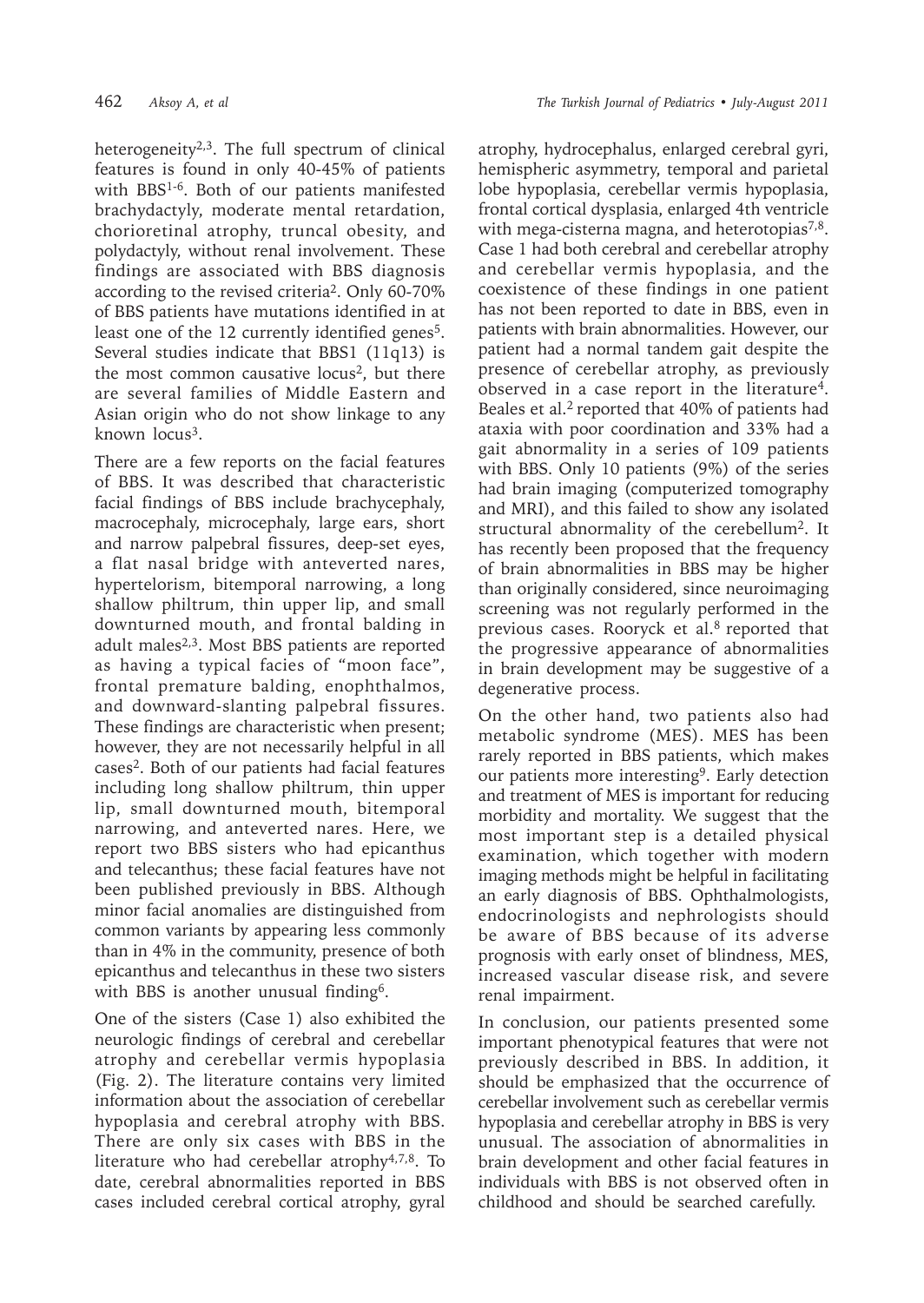heterogeneity[2,3]. The full spectrum of clinical features is found in only 40-45% of patients with BBS[1-6]. Both of our patients manifested brachydactyly, moderate mental retardation, chorioretinal atrophy, truncal obesity, and polydactyly, without renal involvement. These findings are associated with BBS diagnosis according to the revised criteria[2]. Only 60-70% of BBS patients have mutations identified in at least one of the 12 currently identified genes[5]. Several studies indicate that BBS1 (11q13) is the most common causative locus[2], but there are several families of Middle Eastern and Asian origin who do not show linkage to any known locus[3].

There are a few reports on the facial features of BBS. It was described that characteristic facial findings of BBS include brachycephaly, macrocephaly, microcephaly, large ears, short and narrow palpebral fissures, deep-set eyes, a flat nasal bridge with anteverted nares, hypertelorism, bitemporal narrowing, a long shallow philtrum, thin upper lip, and small downturned mouth, and frontal balding in adult males[2,3]. Most BBS patients are reported as having a typical facies of "moon face", frontal premature balding, enophthalmos, and downward-slanting palpebral fissures. These findings are characteristic when present; however, they are not necessarily helpful in all cases[2]. Both of our patients had facial features including long shallow philtrum, thin upper lip, small downturned mouth, bitemporal narrowing, and anteverted nares. Here, we report two BBS sisters who had epicanthus and telecanthus; these facial features have not been published previously in BBS. Although minor facial anomalies are distinguished from common variants by appearing less commonly than in 4% in the community, presence of both epicanthus and telecanthus in these two sisters with BBS is another unusual finding[6].

One of the sisters (Case 1) also exhibited the neurologic findings of cerebral and cerebellar atrophy and cerebellar vermis hypoplasia (Fig. 2). The literature contains very limited information about the association of cerebellar hypoplasia and cerebral atrophy with BBS. There are only six cases with BBS in the literature who had cerebellar atrophy[4,7,8]. To date, cerebral abnormalities reported in BBS cases included cerebral cortical atrophy, gyral atrophy, hydrocephalus, enlarged cerebral gyri, hemispheric asymmetry, temporal and parietal lobe hypoplasia, cerebellar vermis hypoplasia, frontal cortical dysplasia, enlarged 4th ventricle with mega-cisterna magna, and heterotopias[7,8]. Case 1 had both cerebral and cerebellar atrophy and cerebellar vermis hypoplasia, and the coexistence of these findings in one patient has not been reported to date in BBS, even in patients with brain abnormalities. However, our patient had a normal tandem gait despite the presence of cerebellar atrophy, as previously observed in a case report in the literature[4]. Beales et al.[2] reported that 40% of patients had ataxia with poor coordination and 33% had a gait abnormality in a series of 109 patients with BBS. Only 10 patients (9%) of the series had brain imaging (computerized tomography and MRI), and this failed to show any isolated structural abnormality of the cerebellum[2]. It has recently been proposed that the frequency of brain abnormalities in BBS may be higher than originally considered, since neuroimaging screening was not regularly performed in the previous cases. Rooryck et al.[8] reported that the progressive appearance of abnormalities in brain development may be suggestive of a degenerative process.

On the other hand, two patients also had metabolic syndrome (MES). MES has been rarely reported in BBS patients, which makes our patients more interesting[9]. Early detection and treatment of MES is important for reducing morbidity and mortality. We suggest that the most important step is a detailed physical examination, which together with modern imaging methods might be helpful in facilitating an early diagnosis of BBS. Ophthalmologists, endocrinologists and nephrologists should be aware of BBS because of its adverse prognosis with early onset of blindness, MES, increased vascular disease risk, and severe renal impairment.

In conclusion, our patients presented some important phenotypical features that were not previously described in BBS. In addition, it should be emphasized that the occurrence of cerebellar involvement such as cerebellar vermis hypoplasia and cerebellar atrophy in BBS is very unusual. The association of abnormalities in brain development and other facial features in individuals with BBS is not observed often in childhood and should be searched carefully.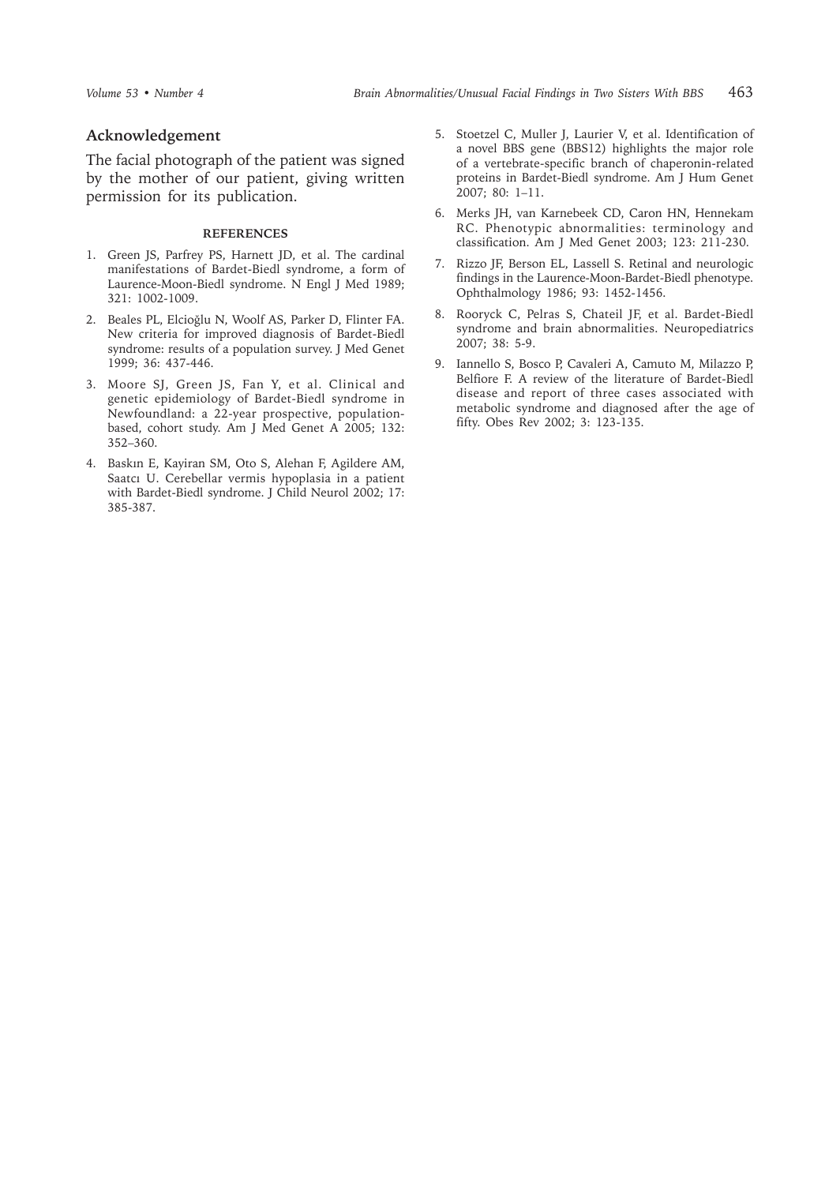## Acknowledgement

The facial photograph of the patient was signed by the mother of our patient, giving written permission for its publication.

### REFERENCES

1. Green JS, Parfrey PS, Harnett JD, et al. The cardinal manifestations of Bardet-Biedl syndrome, a form of Laurence-Moon-Biedl syndrome. N Engl J Med 1989; 321: 1002-1009.
2. Beales PL, Elcioğlu N, Woolf AS, Parker D, Flinter FA. New criteria for improved diagnosis of Bardet-Biedl syndrome: results of a population survey. J Med Genet 1999; 36: 437-446.
3. Moore SJ, Green JS, Fan Y, et al. Clinical and genetic epidemiology of Bardet-Biedl syndrome in Newfoundland: a 22-year prospective, population-based, cohort study. Am J Med Genet A 2005; 132: 352–360.
4. Baskın E, Kayiran SM, Oto S, Alehan F, Agildere AM, Saatcı U. Cerebellar vermis hypoplasia in a patient with Bardet-Biedl syndrome. J Child Neurol 2002; 17: 385-387.
5. Stoetzel C, Muller J, Laurier V, et al. Identification of a novel BBS gene (BBS12) highlights the major role of a vertebrate-specific branch of chaperonin-related proteins in Bardet-Biedl syndrome. Am J Hum Genet 2007; 80: 1–11.
6. Merks JH, van Karnebeek CD, Caron HN, Hennekam RC. Phenotypic abnormalities: terminology and classification. Am J Med Genet 2003; 123: 211-230.
7. Rizzo JF, Berson EL, Lassell S. Retinal and neurologic findings in the Laurence-Moon-Bardet-Biedl phenotype. Ophthalmology 1986; 93: 1452-1456.
8. Rooryck C, Pelras S, Chateil JF, et al. Bardet-Biedl syndrome and brain abnormalities. Neuropediatrics 2007; 38: 5-9.
9. Iannello S, Bosco P, Cavaleri A, Camuto M, Milazzo P, Belfiore F. A review of the literature of Bardet-Biedl disease and report of three cases associated with metabolic syndrome and diagnosed after the age of fifty. Obes Rev 2002; 3: 123-135.